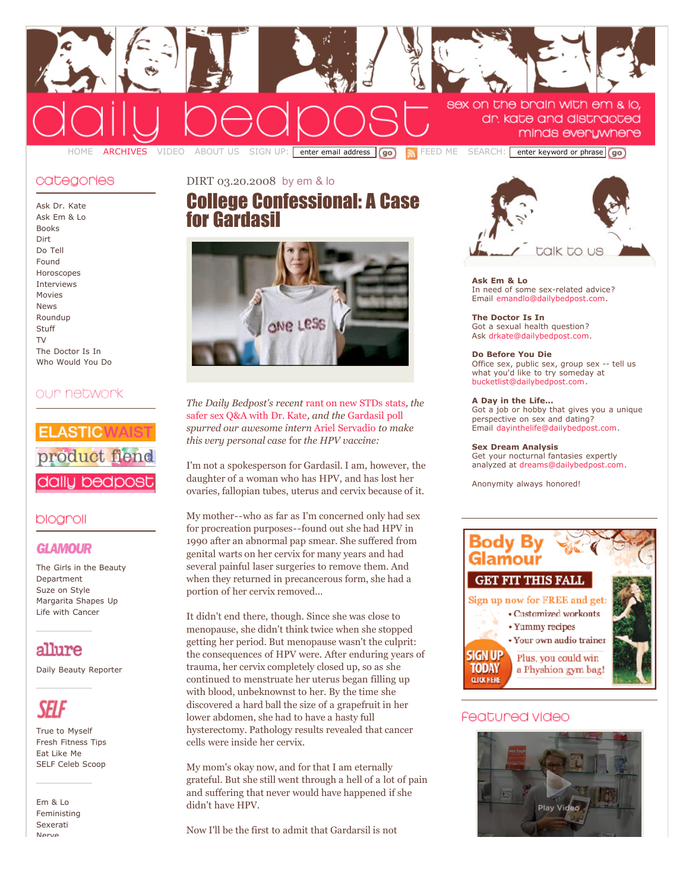# daily bedpost

sex on the brain with em & lo, dr. kate and distracted minds everywhere

HOME ARCHIVES VIDEO ABOUT US SIGN UP: enter email address go FEED ME SEARCH: enter keyword or phrase go

DIRT 03.20.2008 by em & lo

## College Confessional: A Case for Gardasil

*The Daily Bedpost's recent rant on new STDs stats, the safer sex Q&A with Dr. Kate, and the Gardasil poll spurred our awesome intern Ariel Servadio to make this very personal case* for *the HPV vaccine:*

I'm not a spokesperson for Gardasil. I am, however, the daughter of a woman who has HPV, and has lost her ovaries, fallopian tubes, uterus and cervix because of it.

My mother--who as far as I'm concerned only had sex for procreation purposes--found out she had HPV in 1990 after an abnormal pap smear. She suffered from genital warts on her cervix for many years and had several painful laser surgeries to remove them. And when they returned in precancerous form, she had a portion of her cervix removed...

It didn't end there, though. Since she was close to menopause, she didn't think twice when she stopped getting her period. But menopause wasn't the culprit: the consequences of HPV were. After enduring years of trauma, her cervix completely closed up, so as she continued to menstruate her uterus began filling up with blood, unbeknownst to her. By the time she discovered a hard ball the size of a grapefruit in her lower abdomen, she had to have a hasty full hysterectomy. Pathology results revealed that cancer cells were inside her cervix.

My mom's okay now, and for that I am eternally grateful. But she still went through a hell of a lot of pain and suffering that never would have happened if she didn't have HPV.

Now I'll be the first to admit that Gardasil is not

### categories

Ask Dr. Kate
Ask Em & Lo
Books
Dirt
Do Tell
Found
Horoscopes
Interviews
Movies
News
Roundup
Stuff
TV
The Doctor Is In
Who Would You Do

### our network

ELASTICWAIST
product fiend
daily bedpost

### blogroll

**GLAMOUR**

The Girls in the Beauty Department
Suze on Style
Margarita Shapes Up
Life with Cancer

**allure**

Daily Beauty Reporter

**SELF**

True to Myself
Fresh Fitness Tips
Eat Like Me
SELF Celeb Scoop

Em & Lo
Feministing
Sexerati
Nerve

### talk to us

**Ask Em & Lo**
In need of some sex-related advice? Email emandlo@dailybedpost.com.

**The Doctor Is In**
Got a sexual health question? Ask drkate@dailybedpost.com.

**Do Before You Die**
Office sex, public sex, group sex -- tell us what you'd like to try someday at bucketlist@dailybedpost.com.

**A Day in the Life...**
Got a job or hobby that gives you a unique perspective on sex and dating? Email dayinthelife@dailybedpost.com.

**Sex Dream Analysis**
Get your nocturnal fantasies expertly analyzed at dreams@dailybedpost.com.

Anonymity always honored!

Body By Glamour
GET FIT THIS FALL
Sign up now for FREE and get:
- Customized workouts
- Yummy recipes
- Your own audio trainer

SIGN UP TODAY CLICK HERE
Plus, you could win a Physhion gym bag!

### featured video

Play Video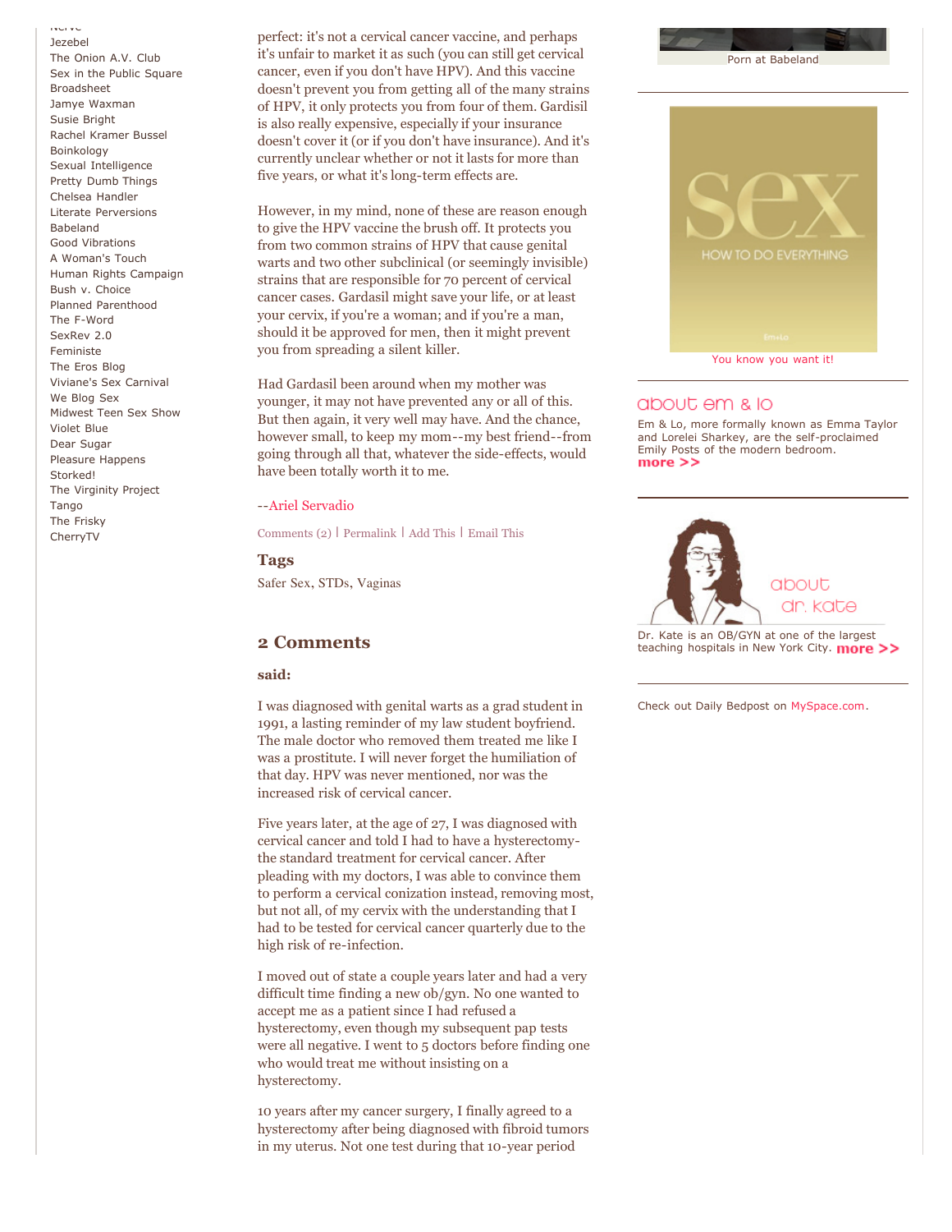Jezebel
The Onion A.V. Club
Sex in the Public Square
Broadsheet
Jamye Waxman
Susie Bright
Rachel Kramer Bussel
Boinkology
Sexual Intelligence
Pretty Dumb Things
Chelsea Handler
Literate Perversions
Babeland
Good Vibrations
A Woman's Touch
Human Rights Campaign
Bush v. Choice
Planned Parenthood
The F-Word
SexRev 2.0
Feministe
The Eros Blog
Viviane's Sex Carnival
We Blog Sex
Midwest Teen Sex Show
Violet Blue
Dear Sugar
Pleasure Happens
Storked!
The Virginity Project
Tango
The Frisky
CherryTV

perfect: it's not a cervical cancer vaccine, and perhaps it's unfair to market it as such (you can still get cervical cancer, even if you don't have HPV). And this vaccine doesn't prevent you from getting all of the many strains of HPV, it only protects you from four of them. Gardisil is also really expensive, especially if your insurance doesn't cover it (or if you don't have insurance). And it's currently unclear whether or not it lasts for more than five years, or what it's long-term effects are.

However, in my mind, none of these are reason enough to give the HPV vaccine the brush off. It protects you from two common strains of HPV that cause genital warts and two other subclinical (or seemingly invisible) strains that are responsible for 70 percent of cervical cancer cases. Gardasil might save your life, or at least your cervix, if you're a woman; and if you're a man, should it be approved for men, then it might prevent you from spreading a silent killer.

Had Gardasil been around when my mother was younger, it may not have prevented any or all of this. But then again, it very well may have. And the chance, however small, to keep my mom--my best friend--from going through all that, whatever the side-effects, would have been totally worth it to me.

--Ariel Servadio

Comments (2) | Permalink | Add This | Email This

### Tags

Safer Sex, STDs, Vaginas

## 2 Comments

**said:**

I was diagnosed with genital warts as a grad student in 1991, a lasting reminder of my law student boyfriend. The male doctor who removed them treated me like I was a prostitute. I will never forget the humiliation of that day. HPV was never mentioned, nor was the increased risk of cervical cancer.

Five years later, at the age of 27, I was diagnosed with cervical cancer and told I had to have a hysterectomy- the standard treatment for cervical cancer. After pleading with my doctors, I was able to convince them to perform a cervical conization instead, removing most, but not all, of my cervix with the understanding that I had to be tested for cervical cancer quarterly due to the high risk of re-infection.

I moved out of state a couple years later and had a very difficult time finding a new ob/gyn. No one wanted to accept me as a patient since I had refused a hysterectomy, even though my subsequent pap tests were all negative. I went to 5 doctors before finding one who would treat me without insisting on a hysterectomy.

10 years after my cancer surgery, I finally agreed to a hysterectomy after being diagnosed with fibroid tumors in my uterus. Not one test during that 10-year period

Porn at Babeland

You know you want it!

## about em & lo

Em & Lo, more formally known as Emma Taylor and Lorelei Sharkey, are the self-proclaimed Emily Posts of the modern bedroom.
**more >>**

## about dr. kate

Dr. Kate is an OB/GYN at one of the largest teaching hospitals in New York City. **more >>**

Check out Daily Bedpost on MySpace.com.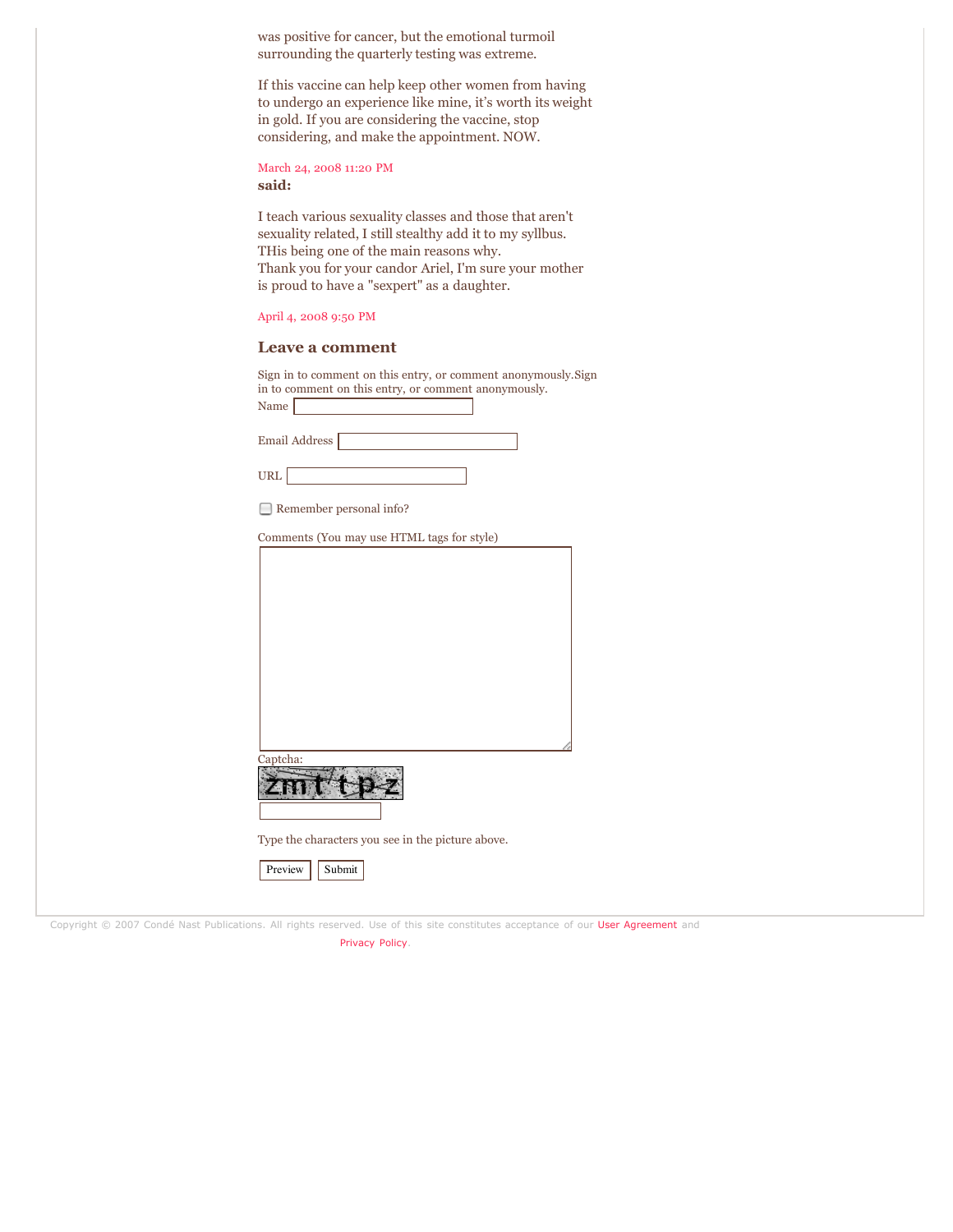was positive for cancer, but the emotional turmoil surrounding the quarterly testing was extreme.

If this vaccine can help keep other women from having to undergo an experience like mine, it's worth its weight in gold. If you are considering the vaccine, stop considering, and make the appointment. NOW.

March 24, 2008 11:20 PM

**said:**

I teach various sexuality classes and those that aren't sexuality related, I still stealthy add it to my syllbus. THis being one of the main reasons why.
Thank you for your candor Ariel, I'm sure your mother is proud to have a "sexpert" as a daughter.

April 4, 2008 9:50 PM

### Leave a comment

Sign in to comment on this entry, or comment anonymously.Sign in to comment on this entry, or comment anonymously.

Name

Email Address

URL

Remember personal info?

Comments (You may use HTML tags for style)

Captcha:

Type the characters you see in the picture above.

Preview Submit

Copyright © 2007 Condé Nast Publications. All rights reserved. Use of this site constitutes acceptance of our User Agreement and Privacy Policy.